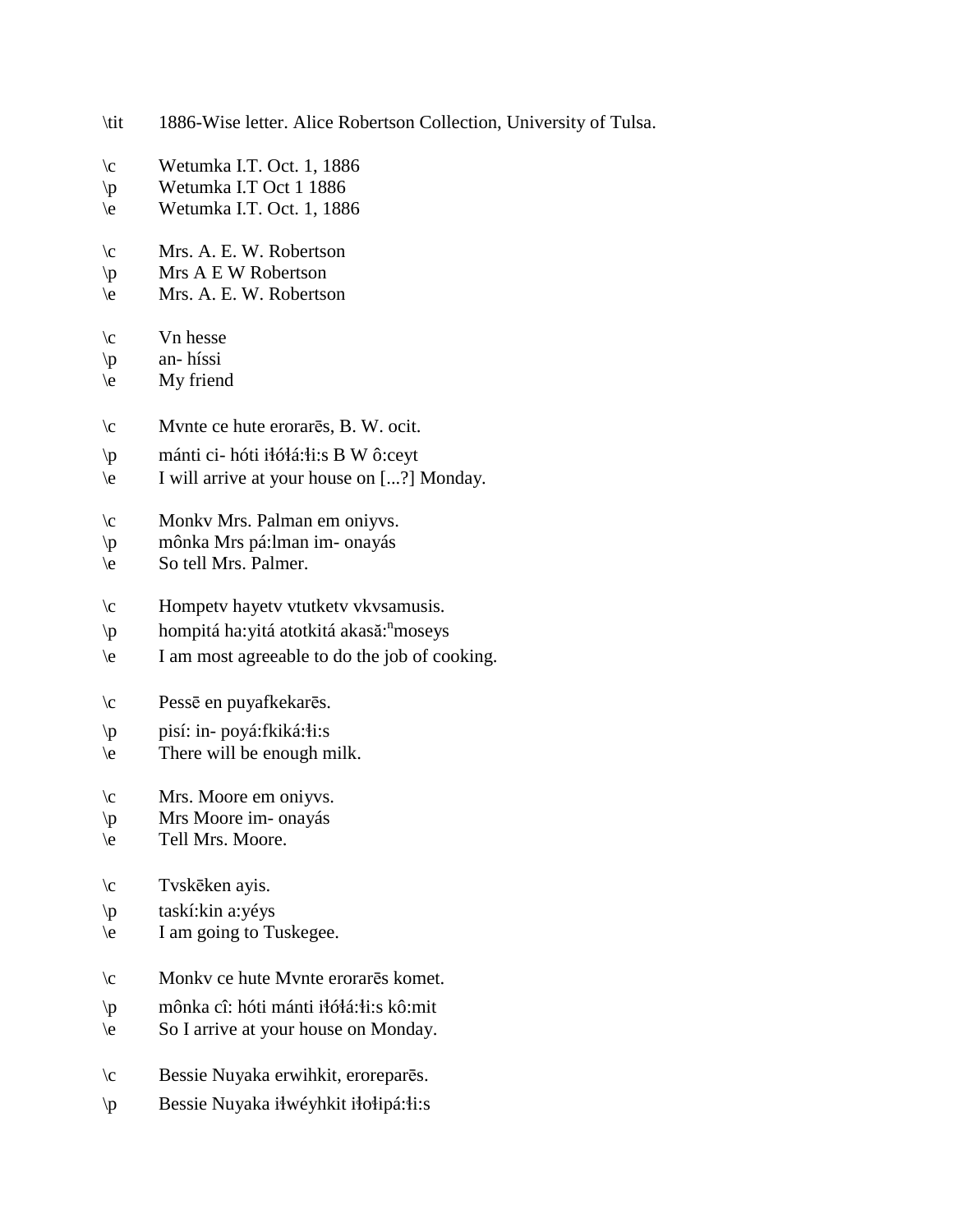\tit 1886-Wise letter. Alice Robertson Collection, University of Tulsa.

\c Wetumka I.T. Oct. 1, 1886
\p Wetumka I.T Oct 1 1886
\e Wetumka I.T. Oct. 1, 1886

\c Mrs. A. E. W. Robertson
\p Mrs A E W Robertson
\e Mrs. A. E. W. Robertson

\c Vn hesse
\p an- híssi
\e My friend

\c Mvnte ce hute erorarēs, B. W. ocit.
\p mánti ci- hóti iłóɬá:ɬi:s B W ô:ceyt
\e I will arrive at your house on [...?] Monday.

\c Monkv Mrs. Palman em oniyvs.
\p mônka Mrs pá:lman im- onayás
\e So tell Mrs. Palmer.

\c Hompetv hayetv vtutketv vkvsamusis.
\p hompitá ha:yitá atotkitá akasă:[n]moseys
\e I am most agreeable to do the job of cooking.

\c Pessē en puyafkekarēs.
\p pisí: in- poyá:fkiká:ɬi:s
\e There will be enough milk.

\c Mrs. Moore em oniyvs.
\p Mrs Moore im- onayás
\e Tell Mrs. Moore.

\c Tvskēken ayis.
\p taskí:kin a:yéys
\e I am going to Tuskegee.

\c Monkv ce hute Mvnte erorarēs komet.
\p mônka cî: hóti mánti iłóɬá:ɬi:s kô:mit
\e So I arrive at your house on Monday.

\c Bessie Nuyaka erwihkit, eroreparēs.
\p Bessie Nuyaka iłwéyhkit iłoɬipá:ɬi:s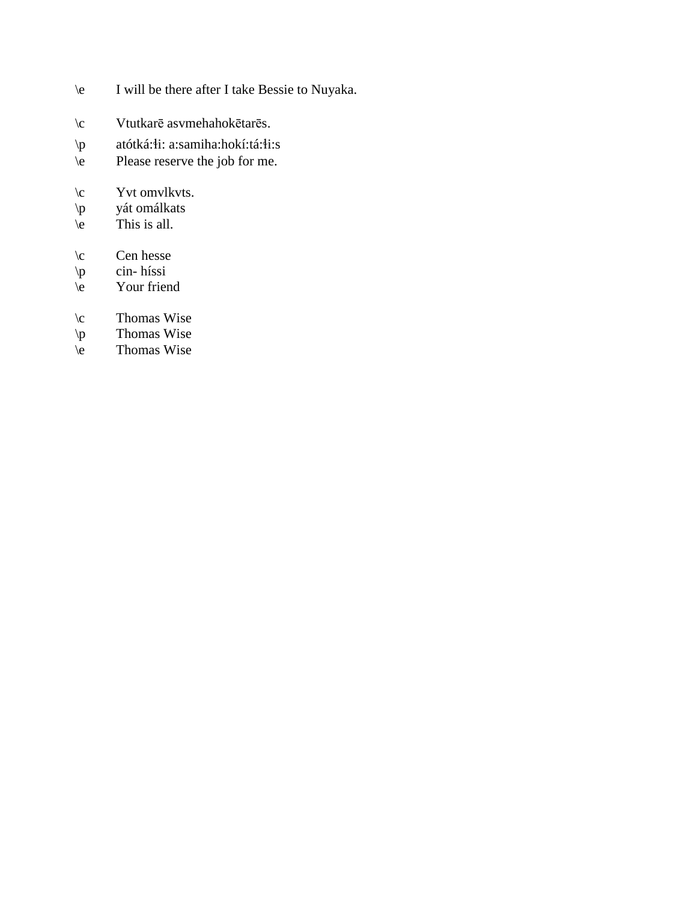\e I will be there after I take Bessie to Nuyaka.

\c Vtutkarē asvmehahokētarēs.
\p atótká:łi: a:samiha:hokí:tá:łi:s
\e Please reserve the job for me.

\c Yvt omvlkvts.
\p yát omálkats
\e This is all.

\c Cen hesse
\p cin- híssi
\e Your friend

\c Thomas Wise
\p Thomas Wise
\e Thomas Wise